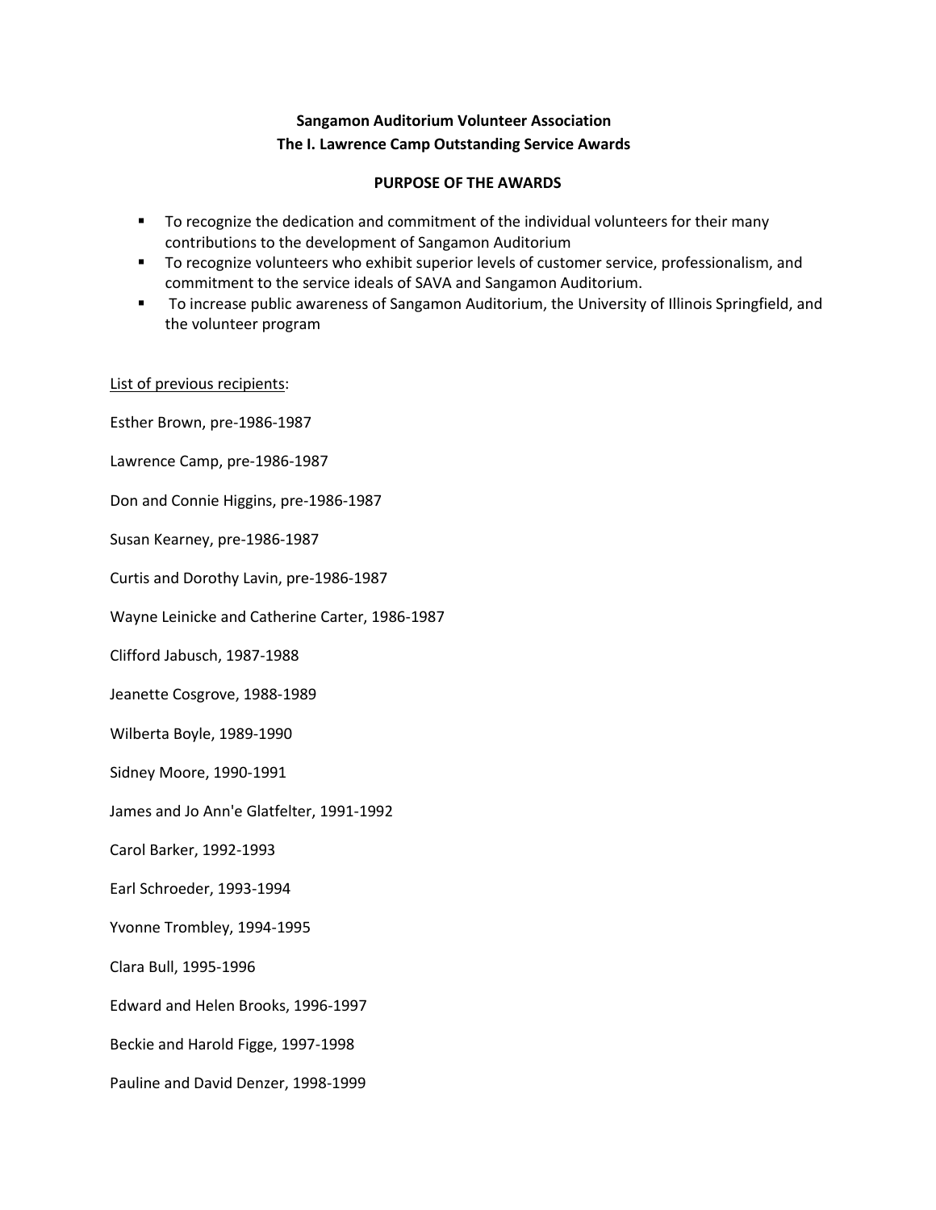**Sangamon Auditorium Volunteer Association**
**The I. Lawrence Camp Outstanding Service Awards**

**PURPOSE OF THE AWARDS**

- To recognize the dedication and commitment of the individual volunteers for their many contributions to the development of Sangamon Auditorium
- To recognize volunteers who exhibit superior levels of customer service, professionalism, and commitment to the service ideals of SAVA and Sangamon Auditorium.
- To increase public awareness of Sangamon Auditorium, the University of Illinois Springfield, and the volunteer program

<u>List of previous recipients</u>:

Esther Brown, pre-1986-1987

Lawrence Camp, pre-1986-1987

Don and Connie Higgins, pre-1986-1987

Susan Kearney, pre-1986-1987

Curtis and Dorothy Lavin, pre-1986-1987

Wayne Leinicke and Catherine Carter, 1986-1987

Clifford Jabusch, 1987-1988

Jeanette Cosgrove, 1988-1989

Wilberta Boyle, 1989-1990

Sidney Moore, 1990-1991

James and Jo Ann'e Glatfelter, 1991-1992

Carol Barker, 1992-1993

Earl Schroeder, 1993-1994

Yvonne Trombley, 1994-1995

Clara Bull, 1995-1996

Edward and Helen Brooks, 1996-1997

Beckie and Harold Figge, 1997-1998

Pauline and David Denzer, 1998-1999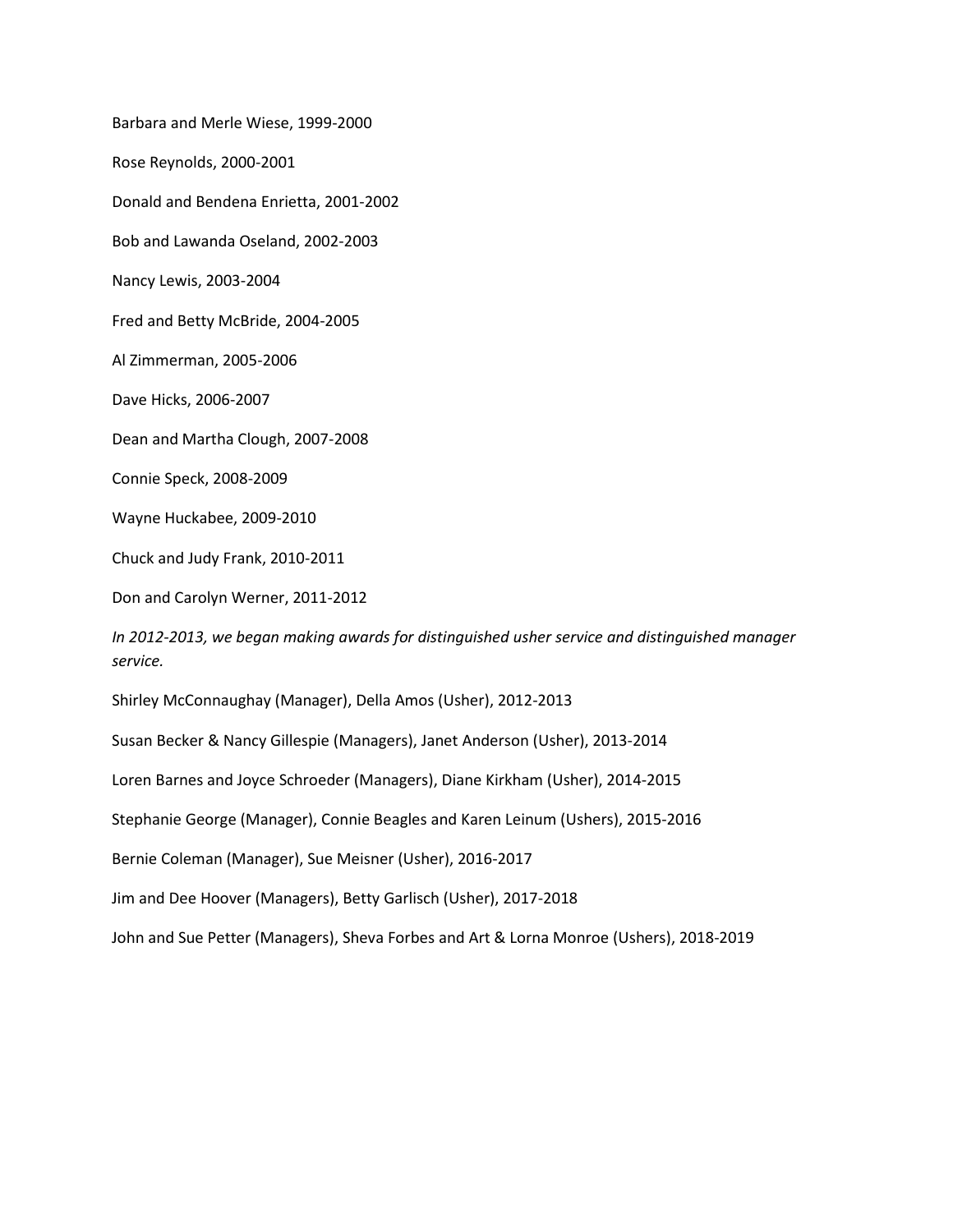Barbara and Merle Wiese, 1999-2000

Rose Reynolds, 2000-2001

Donald and Bendena Enrietta, 2001-2002

Bob and Lawanda Oseland, 2002-2003

Nancy Lewis, 2003-2004

Fred and Betty McBride, 2004-2005

Al Zimmerman, 2005-2006

Dave Hicks, 2006-2007

Dean and Martha Clough, 2007-2008

Connie Speck, 2008-2009

Wayne Huckabee, 2009-2010

Chuck and Judy Frank, 2010-2011

Don and Carolyn Werner, 2011-2012

*In 2012-2013, we began making awards for distinguished usher service and distinguished manager service.*

Shirley McConnaughay (Manager), Della Amos (Usher), 2012-2013

Susan Becker & Nancy Gillespie (Managers), Janet Anderson (Usher), 2013-2014

Loren Barnes and Joyce Schroeder (Managers), Diane Kirkham (Usher), 2014-2015

Stephanie George (Manager), Connie Beagles and Karen Leinum (Ushers), 2015-2016

Bernie Coleman (Manager), Sue Meisner (Usher), 2016-2017

Jim and Dee Hoover (Managers), Betty Garlisch (Usher), 2017-2018

John and Sue Petter (Managers), Sheva Forbes and Art & Lorna Monroe (Ushers), 2018-2019